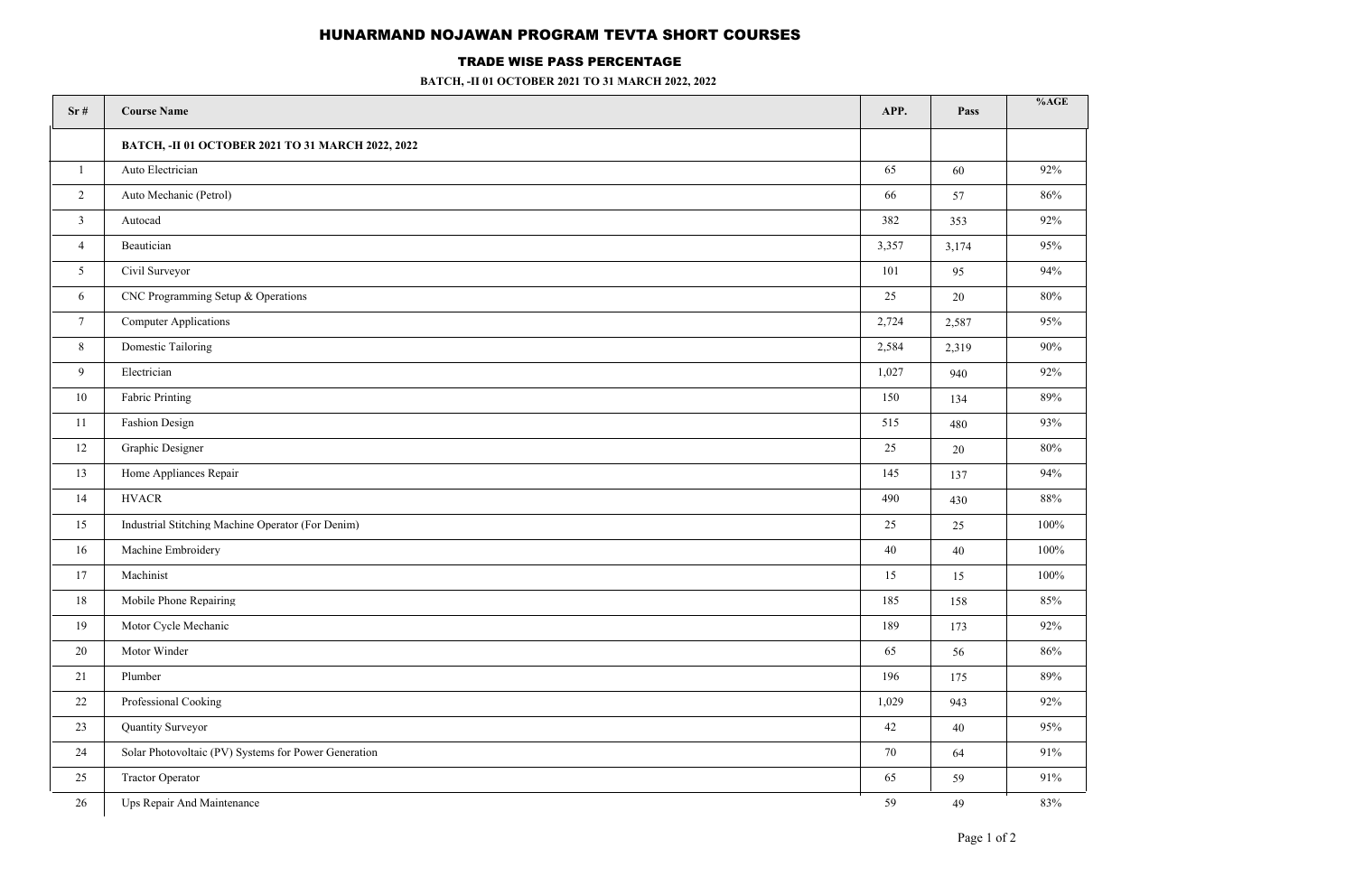# HUNARMAND NOJAWAN PROGRAM TEVTA SHORT COURSES

## TRADE WISE PASS PERCENTAGE

**BATCH, -II 01 OCTOBER 2021 TO 31 MARCH 2022, 2022**

| Sr # | Course Name | APP. | Pass | %AGE |
|---|---|---|---|---|
| | **BATCH, -II 01 OCTOBER 2021 TO 31 MARCH 2022, 2022** | | | |
| 1 | Auto Electrician | 65 | 60 | 92% |
| 2 | Auto Mechanic (Petrol) | 66 | 57 | 86% |
| 3 | Autocad | 382 | 353 | 92% |
| 4 | Beautician | 3,357 | 3,174 | 95% |
| 5 | Civil Surveyor | 101 | 95 | 94% |
| 6 | CNC Programming Setup & Operations | 25 | 20 | 80% |
| 7 | Computer Applications | 2,724 | 2,587 | 95% |
| 8 | Domestic Tailoring | 2,584 | 2,319 | 90% |
| 9 | Electrician | 1,027 | 940 | 92% |
| 10 | Fabric Printing | 150 | 134 | 89% |
| 11 | Fashion Design | 515 | 480 | 93% |
| 12 | Graphic Designer | 25 | 20 | 80% |
| 13 | Home Appliances Repair | 145 | 137 | 94% |
| 14 | HVACR | 490 | 430 | 88% |
| 15 | Industrial Stitching Machine Operator (For Denim) | 25 | 25 | 100% |
| 16 | Machine Embroidery | 40 | 40 | 100% |
| 17 | Machinist | 15 | 15 | 100% |
| 18 | Mobile Phone Repairing | 185 | 158 | 85% |
| 19 | Motor Cycle Mechanic | 189 | 173 | 92% |
| 20 | Motor Winder | 65 | 56 | 86% |
| 21 | Plumber | 196 | 175 | 89% |
| 22 | Professional Cooking | 1,029 | 943 | 92% |
| 23 | Quantity Surveyor | 42 | 40 | 95% |
| 24 | Solar Photovoltaic (PV) Systems for Power Generation | 70 | 64 | 91% |
| 25 | Tractor Operator | 65 | 59 | 91% |
| 26 | Ups Repair And Maintenance | 59 | 49 | 83% |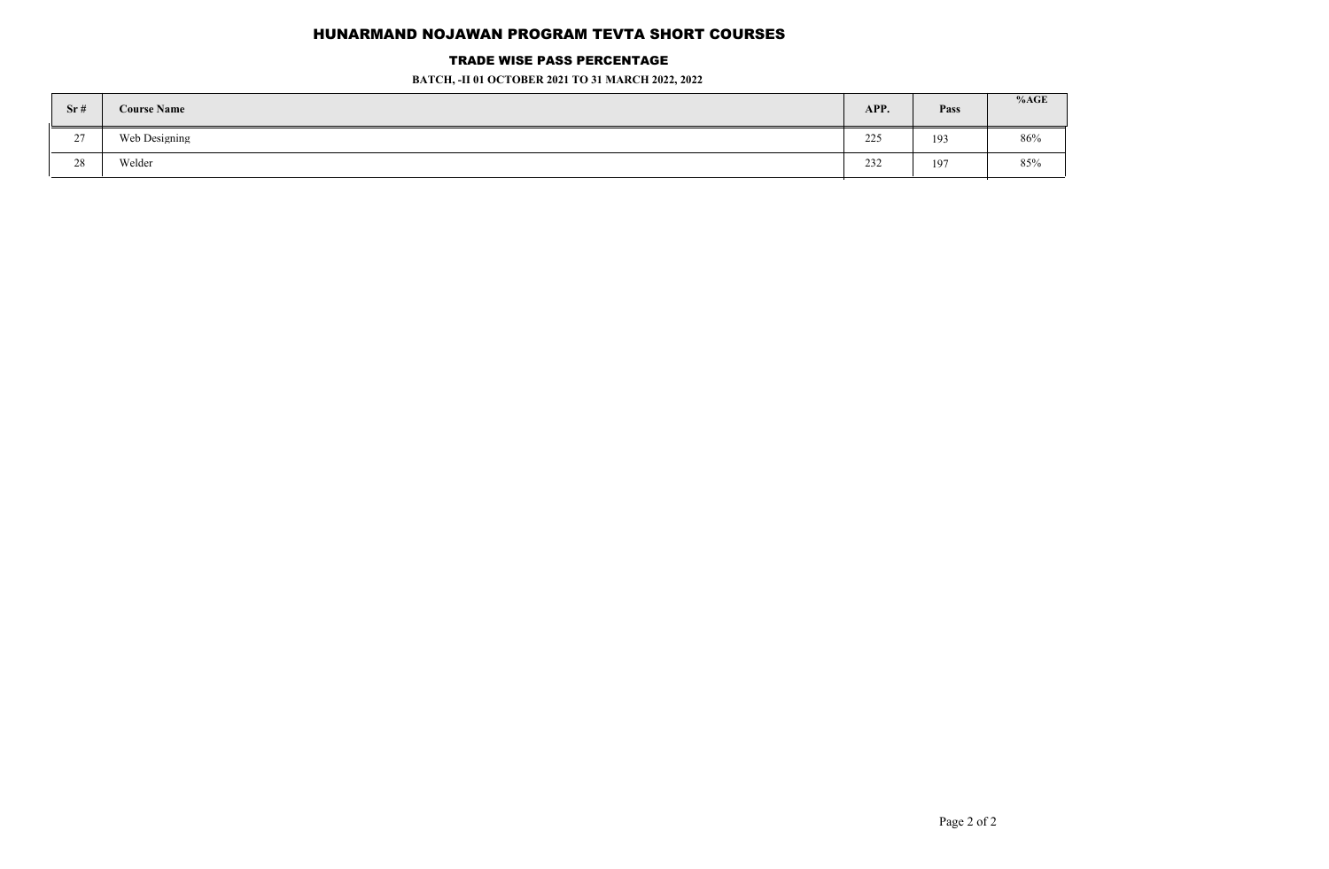# HUNARMAND NOJAWAN PROGRAM TEVTA SHORT COURSES

## TRADE WISE PASS PERCENTAGE

**BATCH, -II 01 OCTOBER 2021 TO 31 MARCH 2022, 2022**

| Sr # | Course Name | APP. | Pass | %AGE |
|---|---|---|---|---|
| 27 | Web Designing | 225 | 193 | 86% |
| 28 | Welder | 232 | 197 | 85% |